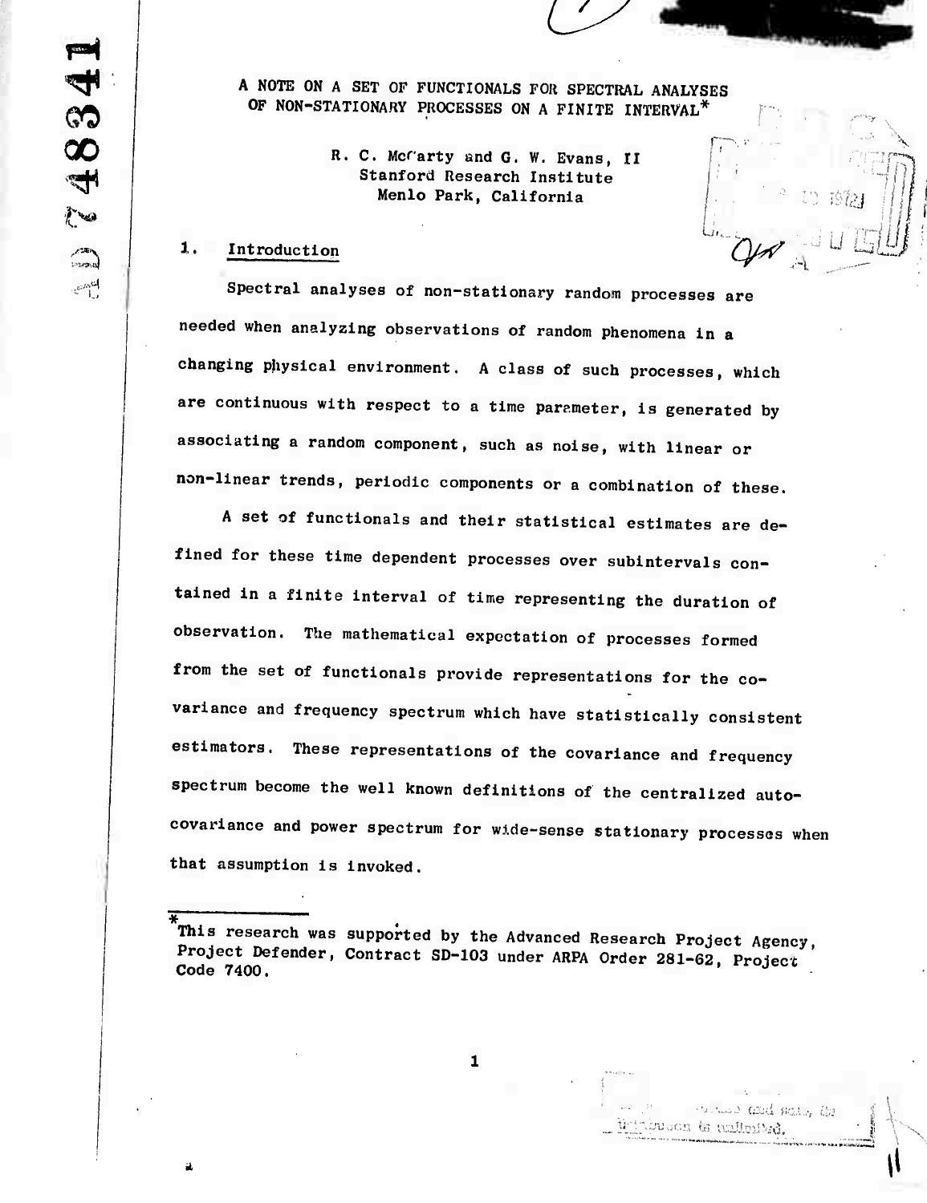# A NOTE ON A SET OF FUNCTIONALS FOR SPECTRAL ANALYSES OF NON-STATIONARY PROCESSES ON A FINITE INTERVAL*

R. C. McCarty and G. W. Evans, II
Stanford Research Institute
Menlo Park, California

## 1. Introduction

Spectral analyses of non-stationary random processes are needed when analyzing observations of random phenomena in a changing physical environment. A class of such processes, which are continuous with respect to a time parameter, is generated by associating a random component, such as noise, with linear or non-linear trends, periodic components or a combination of these.

A set of functionals and their statistical estimates are defined for these time dependent processes over subintervals contained in a finite interval of time representing the duration of observation. The mathematical expectation of processes formed from the set of functionals provide representations for the covariance and frequency spectrum which have statistically consistent estimators. These representations of the covariance and frequency spectrum become the well known definitions of the centralized autocovariance and power spectrum for wide-sense stationary processes when that assumption is invoked.

*This research was supported by the Advanced Research Project Agency, Project Defender, Contract SD-103 under ARPA Order 281-62, Project Code 7400.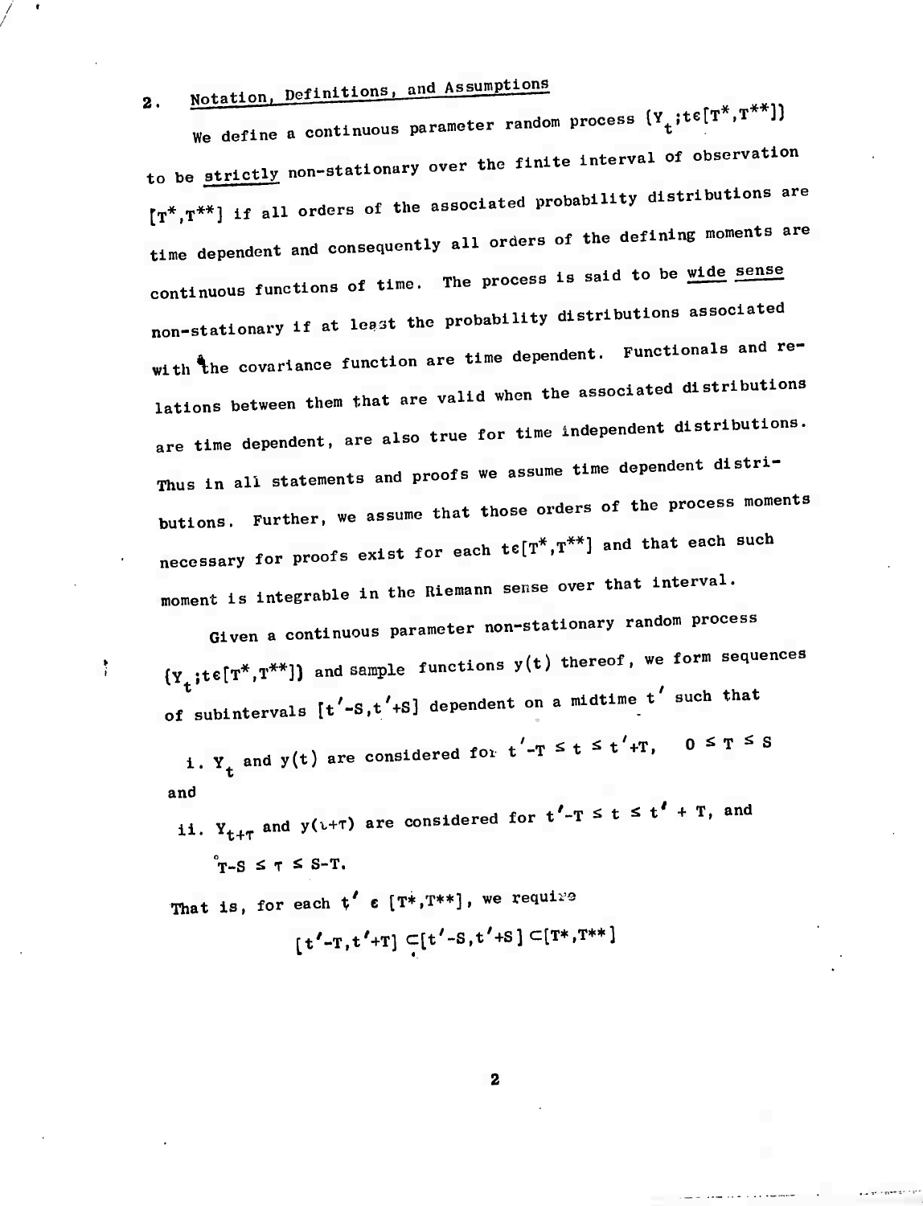## 2. Notation, Definitions, and Assumptions

We define a continuous parameter random process $\{Y_t; t\epsilon[T^*,T^{**}]\}$ to be strictly non-stationary over the finite interval of observation $[T^*,T^{**}]$ if all orders of the associated probability distributions are time dependent and consequently all orders of the defining moments are continuous functions of time. The process is said to be wide sense non-stationary if at least the probability distributions associated with the covariance function are time dependent. Functionals and relations between them that are valid when the associated distributions are time dependent, are also true for time independent distributions. Thus in all statements and proofs we assume time dependent distributions. Further, we assume that those orders of the process moments necessary for proofs exist for each $t\epsilon[T^*,T^{**}]$ and that each such moment is integrable in the Riemann sense over that interval.

Given a continuous parameter non-stationary random process $\{Y_t; t\epsilon[T^*,T^{**}]\}$ and sample functions $y(t)$ thereof, we form sequences of subintervals $[t'-S,t'+S]$ dependent on a midtime $t'$ such that

i. $Y_t$ and $y(t)$ are considered for $t'-T \leq t \leq t'+T, \quad 0 \leq T \leq S$

and

ii. $Y_{t+\tau}$ and $y(t+\tau)$ are considered for $t'-T \leq t \leq t'+T$, and $T-S \leq \tau \leq S-T$.

That is, for each $t' \epsilon [T^*,T^{**}]$, we require

$$[t'-T,t'+T] \subseteq [t'-S,t'+S] \subset [T^*,T^{**}]$$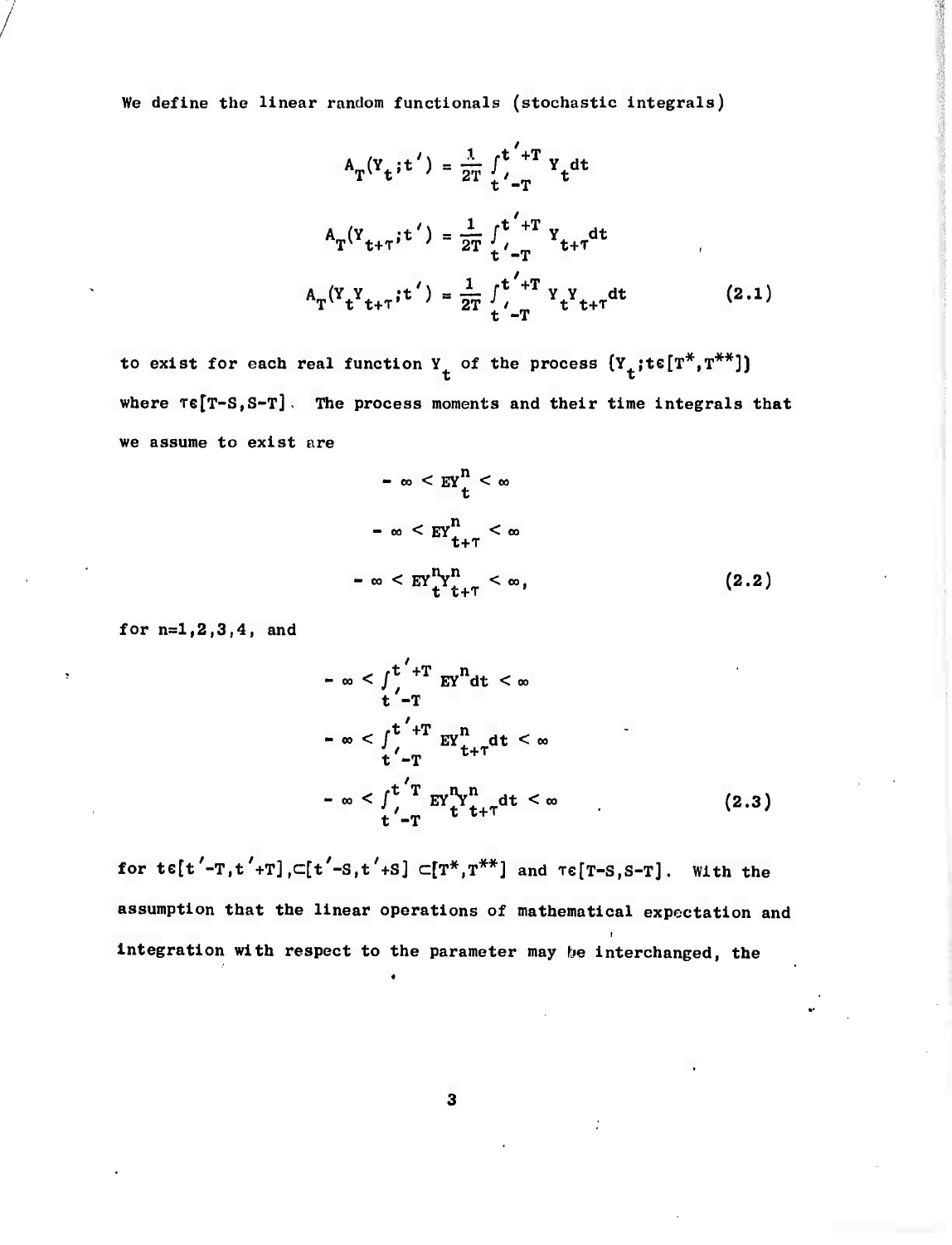We define the linear random functionals (stochastic integrals)

$$A_T(Y_t;t') = \frac{1}{2T}\int_{t'-T}^{t'+T} Y_t dt$$

$$A_T(Y_{t+\tau};t') = \frac{1}{2T}\int_{t'-T}^{t'+T} Y_{t+\tau} dt \qquad ,$$

$$A_T(Y_t Y_{t+\tau};t') = \frac{1}{2T}\int_{t'-T}^{t'+T} Y_t Y_{t+\tau} dt \qquad (2.1)$$

to exist for each real function $Y_t$ of the process $\{Y_t; t\epsilon[T^*,T^{**}]\}$ where $\tau\epsilon[T-S,S-T]$. The process moments and their time integrals that we assume to exist are

$$-\infty < EY_t^n < \infty$$

$$-\infty < EY_{t+\tau}^n < \infty$$

$$-\infty < EY_t^n Y_{t+\tau}^n < \infty, \qquad (2.2)$$

for n=1,2,3,4, and

$$-\infty < \int_{t'-T}^{t'+T} EY^n dt < \infty$$

$$-\infty < \int_{t'-T}^{t'+T} EY_{t+\tau}^n dt < \infty$$

$$-\infty < \int_{t'-T}^{t'T} EY_t^n Y_{t+\tau}^n dt < \infty \qquad . \qquad (2.3)$$

for $t\epsilon[t'-T,t'+T],\subset[t'-S,t'+S]\subset[T^*,T^{**}]$ and $\tau\epsilon[T-S,S-T]$. With the assumption that the linear operations of mathematical expectation and integration with respect to the parameter may be interchanged, the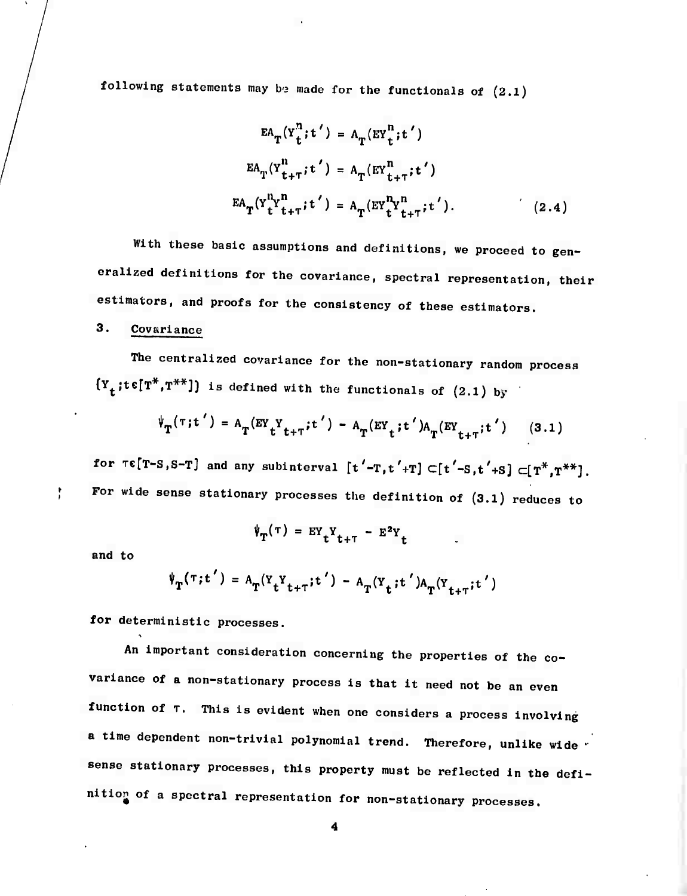following statements may be made for the functionals of (2.1)

$$EA_T(Y_t^n;t') = A_T(EY_t^n;t')$$

$$EA_T(Y_{t+\tau}^n;t') = A_T(EY_{t+\tau}^n;t')$$

$$EA_T(Y_t^nY_{t+\tau}^n;t') = A_T(EY_t^nY_{t+\tau}^n;t'). \quad (2.4)$$

With these basic assumptions and definitions, we proceed to generalized definitions for the covariance, spectral representation, their estimators, and proofs for the consistency of these estimators.

## 3. Covariance

The centralized covariance for the non-stationary random process $\{Y_t;t\epsilon[T^*,T^{**}]\}$ is defined with the functionals of (2.1) by

$$\psi_T(\tau;t') = A_T(EY_tY_{t+\tau};t') - A_T(EY_t;t')A_T(EY_{t+\tau};t') \quad (3.1)$$

for $\tau\epsilon[T-S,S-T]$ and any subinterval $[t'-T,t'+T] \subset [t'-S,t'+S] \subset [T^*,T^{**}]$. For wide sense stationary processes the definition of (3.1) reduces to

$$\psi_T(\tau) = EY_tY_{t+\tau} - E^2Y_t$$

and to

$$\psi_T(\tau;t') = A_T(Y_tY_{t+\tau};t') - A_T(Y_t;t')A_T(Y_{t+\tau};t')$$

for deterministic processes.

An important consideration concerning the properties of the covariance of a non-stationary process is that it need not be an even function of $\tau$. This is evident when one considers a process involving a time dependent non-trivial polynomial trend. Therefore, unlike wide sense stationary processes, this property must be reflected in the definition of a spectral representation for non-stationary processes.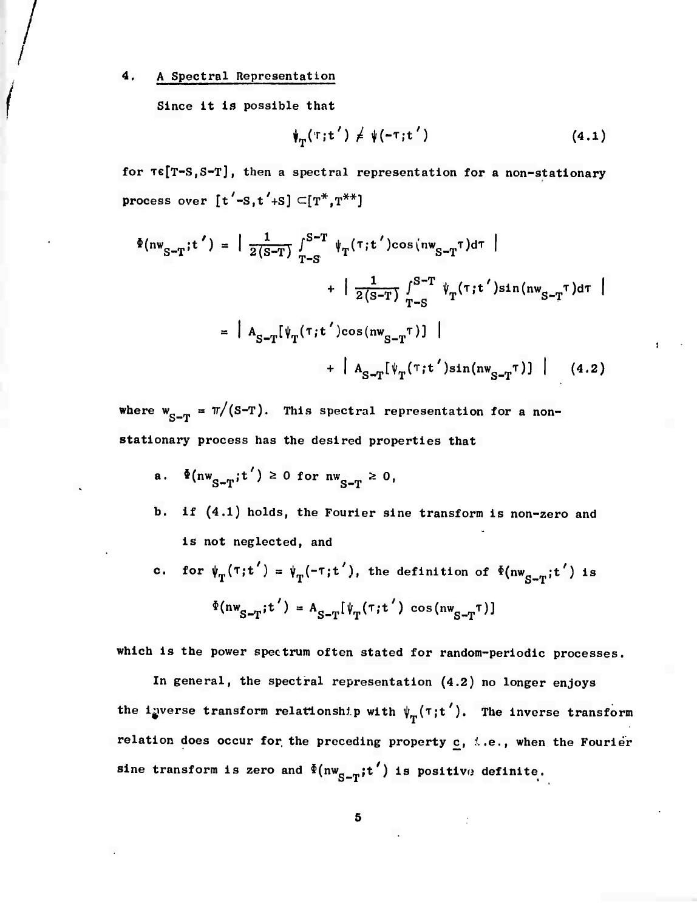## 4. A Spectral Representation

Since it is possible that

$$\psi_T(\tau;t') \neq \psi(-\tau;t') \tag{4.1}$$

for $\tau\epsilon[T-S,S-T]$, then a spectral representation for a non-stationary process over $[t'-S,t'+S] \subset [T^*,T^{**}]$

$$\begin{aligned}
\Phi(nw_{S-T};t') &= \left| \frac{1}{2(S-T)} \int_{T-S}^{S-T} \psi_T(\tau;t')\cos(nw_{S-T}\tau)d\tau \right| \\
&\quad + \left| \frac{1}{2(S-T)} \int_{T-S}^{S-T} \psi_T(\tau;t')\sin(nw_{S-T}\tau)d\tau \right| \\
&= \left| A_{S-T}[\psi_T(\tau;t')\cos(nw_{S-T}\tau)] \right| \\
&\quad + \left| A_{S-T}[\psi_T(\tau;t')\sin(nw_{S-T}\tau)] \right|
\end{aligned} \tag{4.2}$$

where $w_{S-T} = \pi/(S-T)$. This spectral representation for a non-stationary process has the desired properties that

a. $\Phi(nw_{S-T};t') \geq 0$ for $nw_{S-T} \geq 0$,

b. if (4.1) holds, the Fourier sine transform is non-zero and is not neglected, and

c. for $\psi_T(\tau;t') = \psi_T(-\tau;t')$, the definition of $\Phi(nw_{S-T};t')$ is

$$\Phi(nw_{S-T};t') = A_{S-T}[\psi_T(\tau;t') \cos(nw_{S-T}\tau)]$$

which is the power spectrum often stated for random-periodic processes.

In general, the spectral representation (4.2) no longer enjoys the inverse transform relationship with $\psi_T(\tau;t')$. The inverse transform relation does occur for the preceding property c, i.e., when the Fourier sine transform is zero and $\Phi(nw_{S-T};t')$ is positive definite.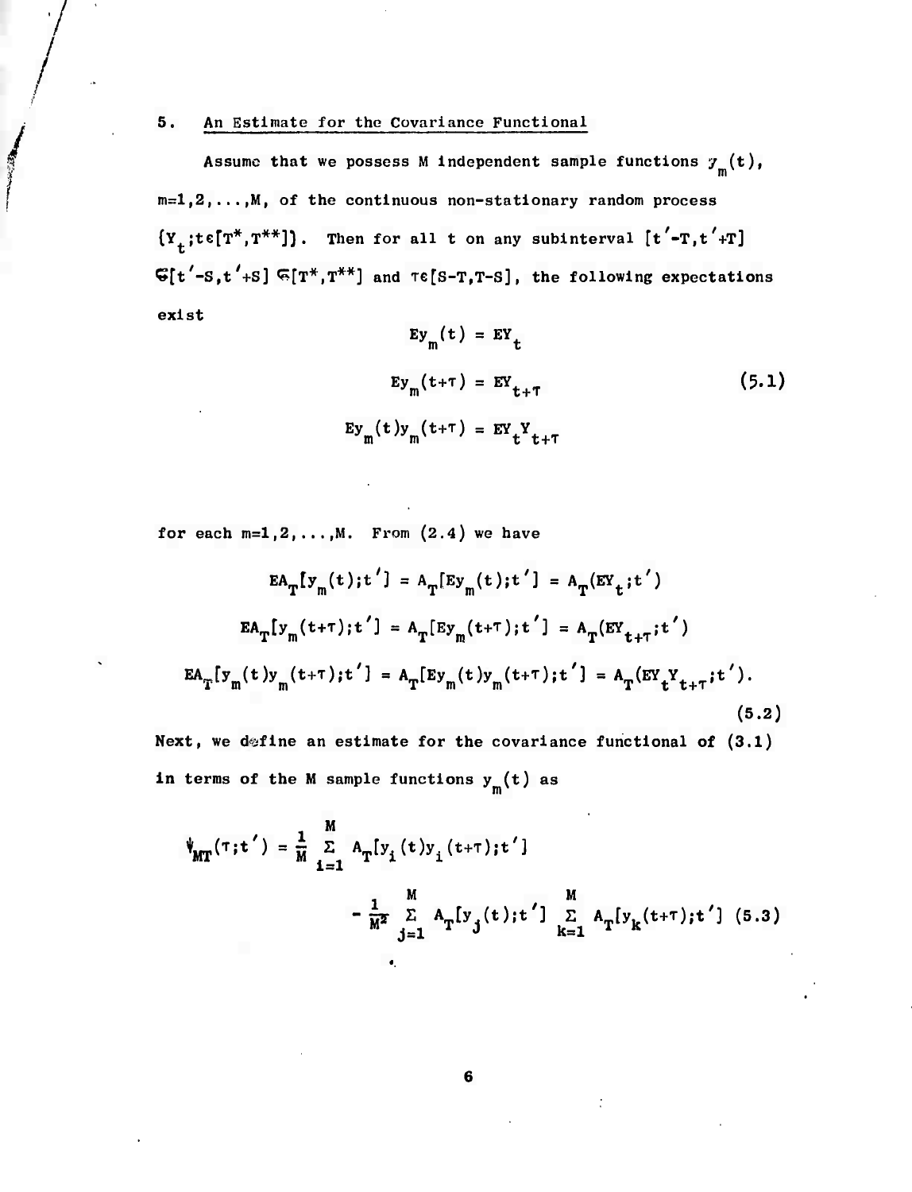## 5. An Estimate for the Covariance Functional

Assume that we possess M independent sample functions $y_m(t)$, $m=1,2,\ldots,M$, of the continuous non-stationary random process $\{Y_t; t\epsilon[T^*,T^{**}]\}$. Then for all t on any subinterval $[t'-T,t'+T] \subseteq [t'-S,t'+S] \subseteq [T^*,T^{**}]$ and $\tau\epsilon[S-T,T-S]$, the following expectations exist

$$
\begin{aligned}
Ey_m(t) &= EY_t \\
Ey_m(t+\tau) &= EY_{t+\tau} \\
Ey_m(t)y_m(t+\tau) &= EY_t Y_{t+\tau}
\end{aligned}
\tag{5.1}
$$

for each $m=1,2,\ldots,M$. From (2.4) we have

$$
\begin{aligned}
EA_T[y_m(t);t'] &= A_T[Ey_m(t);t'] = A_T(EY_t;t') \\
EA_T[y_m(t+\tau);t'] &= A_T[Ey_m(t+\tau);t'] = A_T(EY_{t+\tau};t') \\
EA_T[y_m(t)y_m(t+\tau);t'] &= A_T[Ey_m(t)y_m(t+\tau);t'] = A_T(EY_t Y_{t+\tau};t').
\end{aligned}
\tag{5.2}
$$

Next, we define an estimate for the covariance functional of (3.1) in terms of the M sample functions $y_m(t)$ as

$$
\psi_{MT}(\tau;t') = \frac{1}{M}\sum_{i=1}^{M} A_T[y_i(t)y_i(t+\tau);t'] - \frac{1}{M^2}\sum_{j=1}^{M} A_T[y_j(t);t'] \sum_{k=1}^{M} A_T[y_k(t+\tau);t'] \tag{5.3}
$$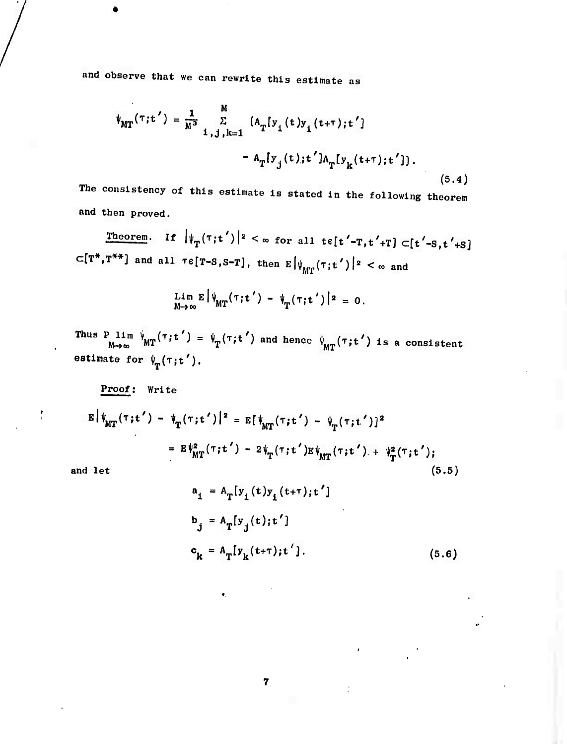and observe that we can rewrite this estimate as

$$\psi_{MT}(\tau;t') = \frac{1}{M^3} \sum_{i,j,k=1}^{M} \{A_T[y_i(t)y_i(t+\tau);t'] - A_T[y_j(t);t']A_T[y_k(t+\tau);t']\}. \tag{5.4}$$

The consistency of this estimate is stated in the following theorem and then proved.

**Theorem.** If $|\psi_T(\tau;t')|^2 < \infty$ for all $t\epsilon[t'-T,t'+T] \subset [t'-S,t'+S] \subset [T^*,T^{**}]$ and all $\tau\epsilon[T-S,S-T]$, then $E|\psi_{MT}(\tau;t')|^2 < \infty$ and

$$\lim_{M\to\infty} E|\psi_{MT}(\tau;t') - \psi_T(\tau;t')|^2 = 0.$$

Thus $\operatorname*{P\,lim}_{M\to\infty} \psi_{MT}(\tau;t') = \psi_T(\tau;t')$ and hence $\psi_{MT}(\tau;t')$ is a consistent estimate for $\psi_T(\tau;t')$.

**Proof:** Write

$$\begin{aligned} E|\psi_{MT}(\tau;t') - \psi_T(\tau;t')|^2 &= E[\psi_{MT}(\tau;t') - \psi_T(\tau;t')]^2 \\ &= E\psi^2_{MT}(\tau;t') - 2\psi_T(\tau;t')E\psi_{MT}(\tau;t') + \psi^2_T(\tau;t'); \end{aligned} \tag{5.5}$$

and let

$$\begin{aligned} a_i &= A_T[y_i(t)y_i(t+\tau);t'] \\ b_j &= A_T[y_j(t);t'] \\ c_k &= A_T[y_k(t+\tau);t']. \end{aligned} \tag{5.6}$$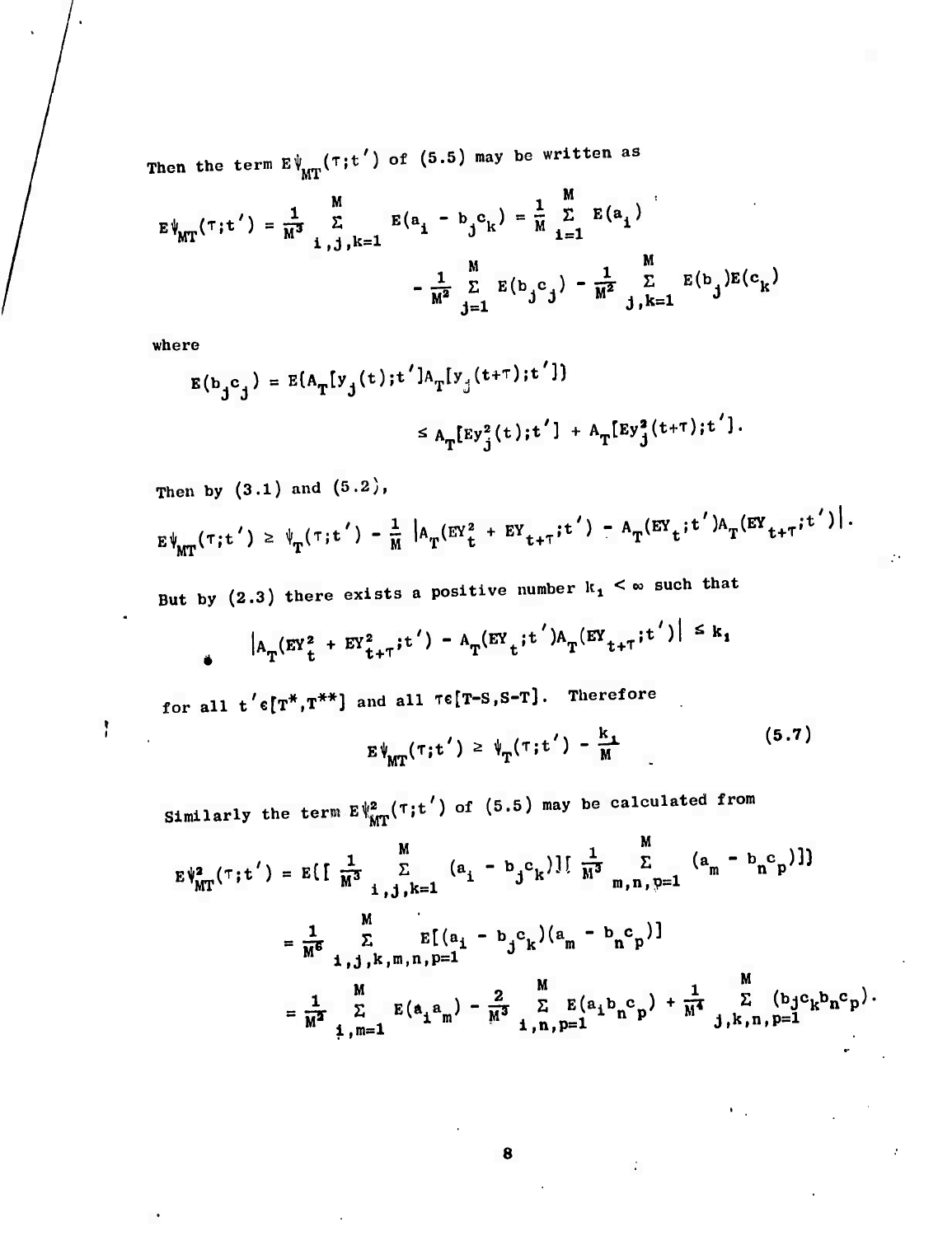Then the term $E\psi_{MT}(\tau;t')$ of (5.5) may be written as

$$E\psi_{MT}(\tau;t') = \frac{1}{M^3}\sum_{i,j,k=1}^{M} E(a_i - b_j c_k) = \frac{1}{M}\sum_{i=1}^{M} E(a_i)$$

$$- \frac{1}{M^2}\sum_{j=1}^{M} E(b_j c_j) - \frac{1}{M^2}\sum_{j,k=1}^{M} E(b_j)E(c_k)$$

where

$$E(b_j c_j) = E\{A_T[y_j(t);t']A_T[y_j(t+\tau);t']\}$$

$$\le A_T[Ey_j^2(t);t'] + A_T[Ey_j^2(t+\tau);t'].$$

Then by (3.1) and (5.2),

$$E\psi_{MT}(\tau;t') \ge \psi_T(\tau;t') - \frac{1}{M}\left|A_T(EY_t^2 + EY_{t+\tau};t') - A_T(EY_t;t')A_T(EY_{t+\tau};t')\right|.$$

But by (2.3) there exists a positive number $k_1 < \infty$ such that

$$\left|A_T(EY_t^2 + EY_{t+\tau}^2;t') - A_T(EY_t;t')A_T(EY_{t+\tau};t')\right| \le k_1$$

for all $t'\epsilon[T^*,T^{**}]$ and all $\tau\epsilon[T-S,S-T]$. Therefore

$$E\psi_{MT}(\tau;t') \ge \psi_T(\tau;t') - \frac{k_1}{M} \tag{5.7}$$

Similarly the term $E\psi_{MT}^2(\tau;t')$ of (5.5) may be calculated from

$$E\psi_{MT}^2(\tau;t') = E\{[\frac{1}{M^3}\sum_{i,j,k=1}^{M}(a_i - b_j c_k)][\frac{1}{M^3}\sum_{m,n,p=1}^{M}(a_m - b_n c_p)]\}$$

$$= \frac{1}{M^6}\sum_{i,j,k,m,n,p=1}^{M} E[(a_i - b_j c_k)(a_m - b_n c_p)]$$

$$= \frac{1}{M^2}\sum_{i,m=1}^{M} E(a_i a_m) - \frac{2}{M^3}\sum_{i,n,p=1}^{M} E(a_i b_n c_p) + \frac{1}{M^4}\sum_{j,k,n,p=1}^{M}(b_j c_k b_n c_p).$$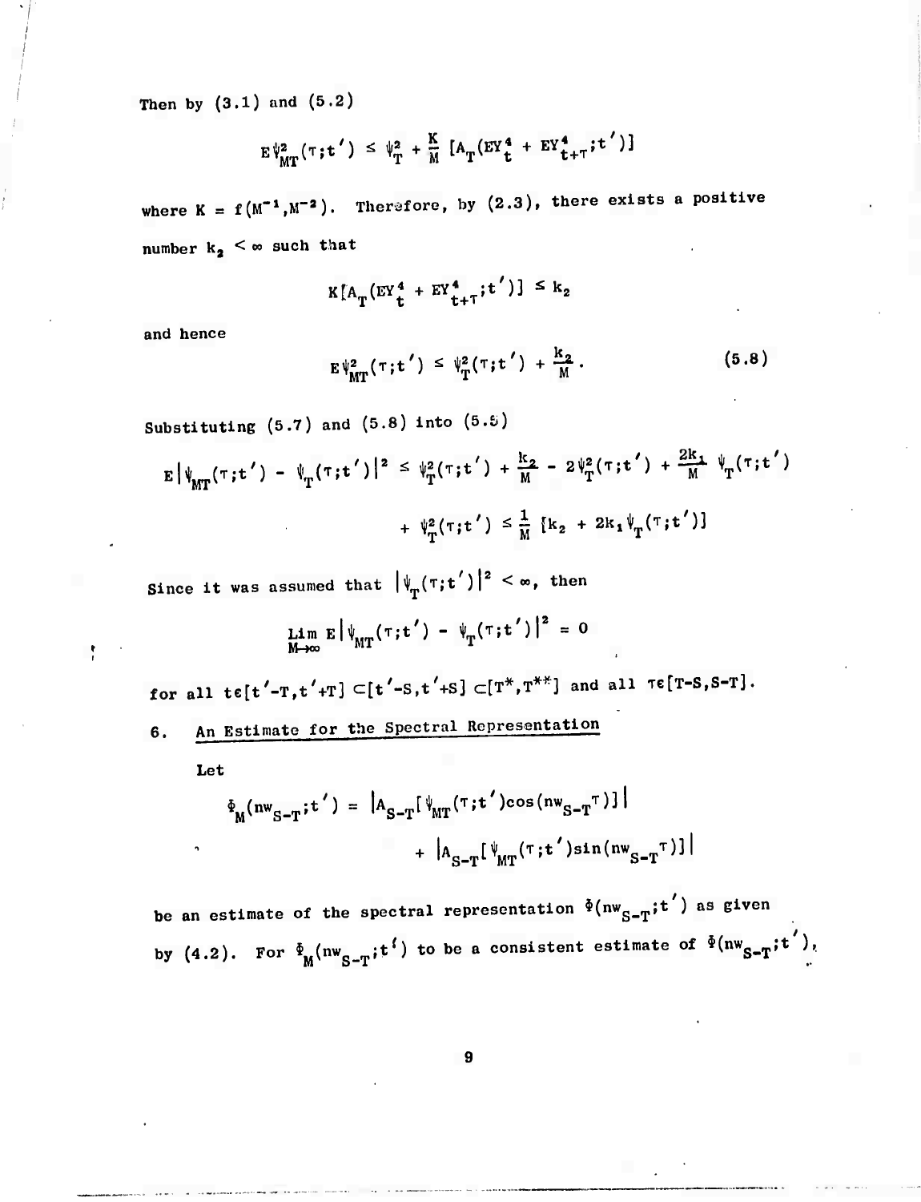Then by (3.1) and (5.2)

$$E\psi^2_{MT}(\tau;t') \leq \psi^2_T + \frac{K}{M}\left[A_T(EY^4_t + EY^4_{t+\tau};t')\right]$$

where $K = f(M^{-1},M^{-2})$. Therefore, by (2.3), there exists a positive number $k_2 < \infty$ such that

$$K\left[A_T(EY^4_t + EY^4_{t+\tau};t')\right] \leq k_2$$

and hence

$$E\psi^2_{MT}(\tau;t') \leq \psi^2_T(\tau;t') + \frac{k_2}{M}. \tag{5.8}$$

Substituting (5.7) and (5.8) into (5.5)

$$E\left|\psi_{MT}(\tau;t') - \psi_T(\tau;t')\right|^2 \leq \psi^2_T(\tau;t') + \frac{k_2}{M} - 2\psi^2_T(\tau;t') + \frac{2k_1}{M}\psi_T(\tau;t')$$

$$+ \psi^2_T(\tau;t') \leq \frac{1}{M}\left[k_2 + 2k_1\psi_T(\tau;t')\right]$$

Since it was assumed that $|\psi_T(\tau;t')|^2 < \infty$, then

$$\lim_{M\to\infty} E\left|\psi_{MT}(\tau;t') - \psi_T(\tau;t')\right|^2 = 0$$

for all $t\epsilon[t'-T,t'+T] \subset [t'-S,t'+S] \subset [T^*,T^{**}]$ and all $\tau\epsilon[T-S,S-T]$.

## 6. An Estimate for the Spectral Representation

Let

$$\Phi_M(nw_{S-T};t') = \left|A_{S-T}[\psi_{MT}(\tau;t')\cos(nw_{S-T}\tau)]\right| + \left|A_{S-T}[\psi_{MT}(\tau;t')\sin(nw_{S-T}\tau)]\right|$$

be an estimate of the spectral representation $\Phi(nw_{S-T};t')$ as given by (4.2). For $\Phi_M(nw_{S-T};t')$ to be a consistent estimate of $\Phi(nw_{S-T};t')$,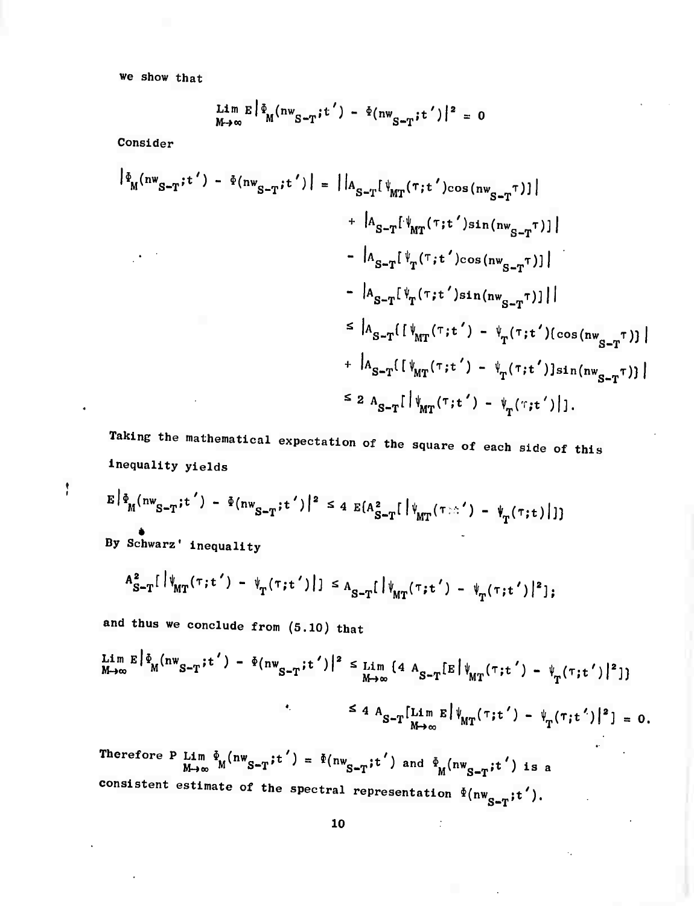we show that

$$\lim_{M\to\infty} E\left|\Phi_M(nw_{S-T};t') - \Phi(nw_{S-T};t')\right|^2 = 0$$

Consider

$$
\begin{aligned}
\left|\Phi_M(nw_{S-T};t') - \Phi(nw_{S-T};t')\right| &= \Big|\left|A_{S-T}[\psi_{MT}(\tau;t')\cos(nw_{S-T}\tau)]\right| \\
&\quad + \left|A_{S-T}[\psi_{MT}(\tau;t')\sin(nw_{S-T}\tau)]\right| \\
&\quad - \left|A_{S-T}[\psi_T(\tau;t')\cos(nw_{S-T}\tau)]\right| \\
&\quad - \left|A_{S-T}[\psi_T(\tau;t')\sin(nw_{S-T}\tau)]\right|\Big| \\
&\leq \left|A_{S-T}\{[\psi_{MT}(\tau;t') - \psi_T(\tau;t')]\cos(nw_{S-T}\tau)\}\right| \\
&\quad + \left|A_{S-T}\{[\psi_{MT}(\tau;t') - \psi_T(\tau;t')]\sin(nw_{S-T}\tau)\}\right| \\
&\leq 2\, A_{S-T}[\left|\psi_{MT}(\tau;t') - \psi_T(\tau;t')\right|].
\end{aligned}
$$

Taking the mathematical expectation of the square of each side of this inequality yields

$$E\left|\Phi_M(nw_{S-T};t') - \Phi(nw_{S-T};t')\right|^2 \leq 4\, E\{A^2_{S-T}[\left|\psi_{MT}(\tau;t') - \psi_T(\tau;t)\right|]\}$$

By Schwarz' inequality

$$A^2_{S-T}[\left|\psi_{MT}(\tau;t') - \psi_T(\tau;t')\right|] \leq A_{S-T}[\left|\psi_{MT}(\tau;t') - \psi_T(\tau;t')\right|^2];$$

and thus we conclude from (5.10) that

$$
\begin{aligned}
\lim_{M\to\infty} E\left|\Phi_M(nw_{S-T};t') - \Phi(nw_{S-T};t')\right|^2 &\leq \lim_{M\to\infty} \{4\, A_{S-T}[E\left|\psi_{MT}(\tau;t') - \psi_T(\tau;t')\right|^2]\} \\
&\leq 4\, A_{S-T}[\lim_{M\to\infty} E\left|\psi_{MT}(\tau;t') - \psi_T(\tau;t')\right|^2] = 0.
\end{aligned}
$$

Therefore $P \lim_{M\to\infty} \Phi_M(nw_{S-T};t') = \Phi(nw_{S-T};t')$ and $\Phi_M(nw_{S-T};t')$ is a consistent estimate of the spectral representation $\Phi(nw_{S-T};t')$.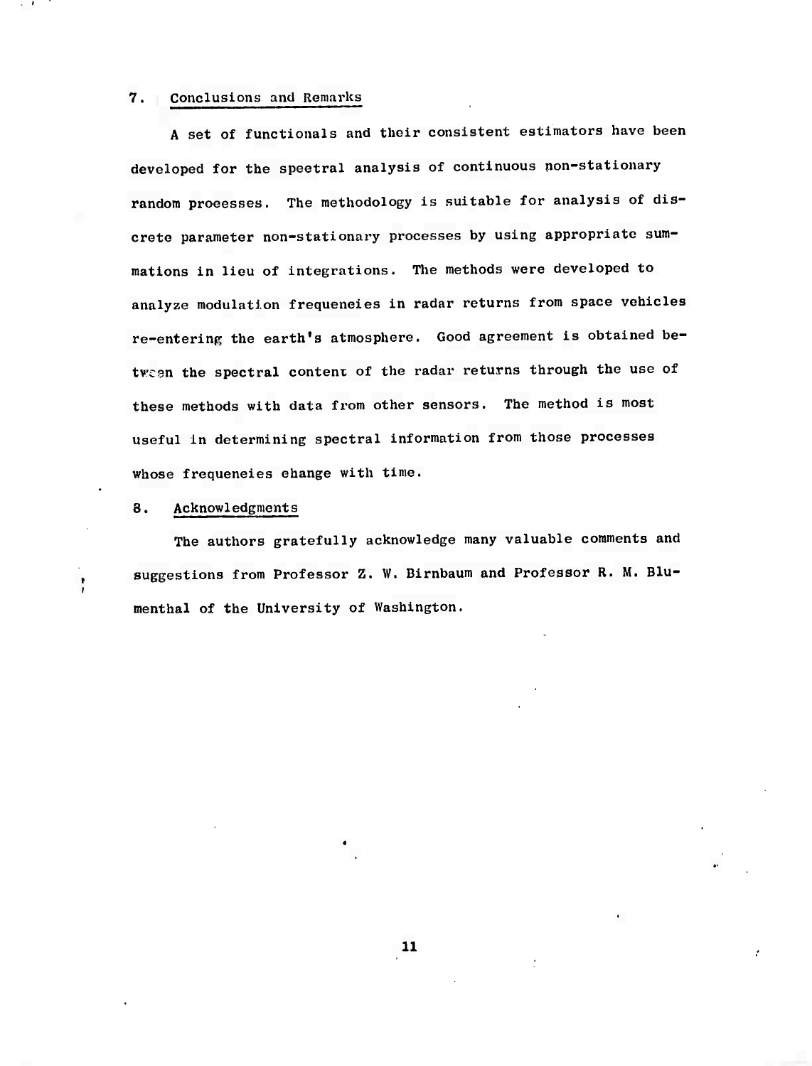## 7. Conclusions and Remarks

A set of functionals and their consistent estimators have been developed for the spectral analysis of continuous non-stationary random processes. The methodology is suitable for analysis of discrete parameter non-stationary processes by using appropriate summations in lieu of integrations. The methods were developed to analyze modulation frequencies in radar returns from space vehicles re-entering the earth's atmosphere. Good agreement is obtained between the spectral content of the radar returns through the use of these methods with data from other sensors. The method is most useful in determining spectral information from those processes whose frequencies change with time.

## 8. Acknowledgments

The authors gratefully acknowledge many valuable comments and suggestions from Professor Z. W. Birnbaum and Professor R. M. Blumenthal of the University of Washington.